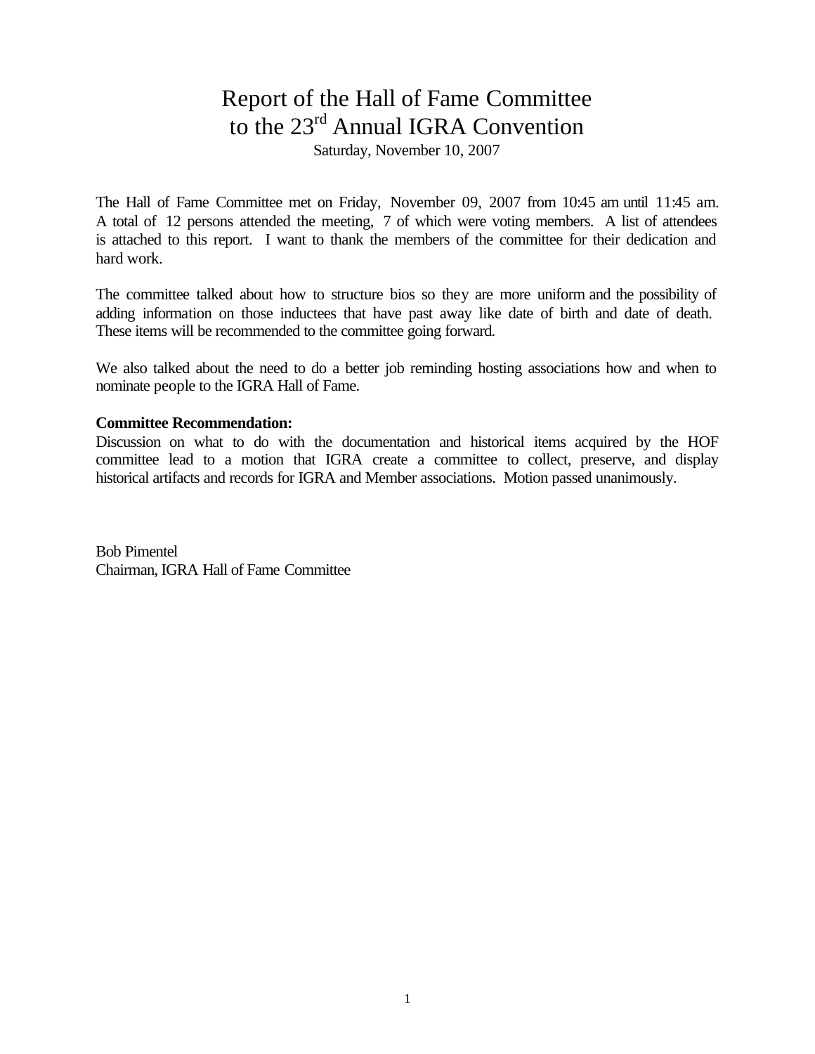# Report of the Hall of Fame Committee to the 23rd Annual IGRA Convention

Saturday, November 10, 2007

The Hall of Fame Committee met on Friday, November 09, 2007 from 10:45 am until 11:45 am. A total of 12 persons attended the meeting, 7 of which were voting members. A list of attendees is attached to this report. I want to thank the members of the committee for their dedication and hard work.

The committee talked about how to structure bios so they are more uniform and the possibility of adding information on those inductees that have past away like date of birth and date of death. These items will be recommended to the committee going forward.

We also talked about the need to do a better job reminding hosting associations how and when to nominate people to the IGRA Hall of Fame.

**Committee Recommendation:**

Discussion on what to do with the documentation and historical items acquired by the HOF committee lead to a motion that IGRA create a committee to collect, preserve, and display historical artifacts and records for IGRA and Member associations. Motion passed unanimously.

Bob Pimentel
Chairman, IGRA Hall of Fame Committee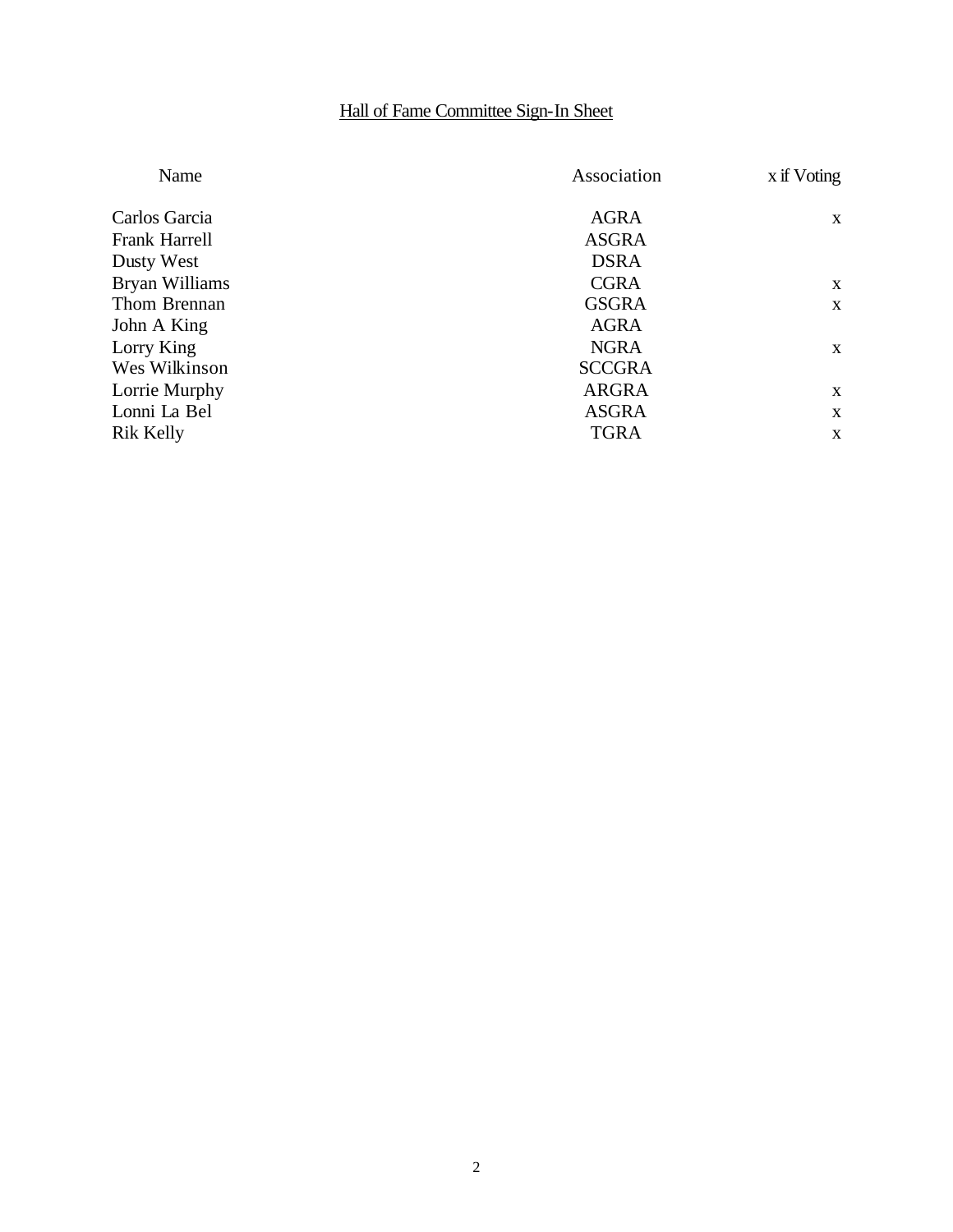Hall of Fame Committee Sign-In Sheet

| Name | Association | x if Voting |
| --- | --- | --- |
| Carlos Garcia | AGRA | x |
| Frank Harrell | ASGRA | |
| Dusty West | DSRA | |
| Bryan Williams | CGRA | x |
| Thom Brennan | GSGRA | x |
| John A King | AGRA | |
| Lorry King | NGRA | x |
| Wes Wilkinson | SCCGRA | |
| Lorrie Murphy | ARGRA | x |
| Lonni La Bel | ASGRA | x |
| Rik Kelly | TGRA | x |